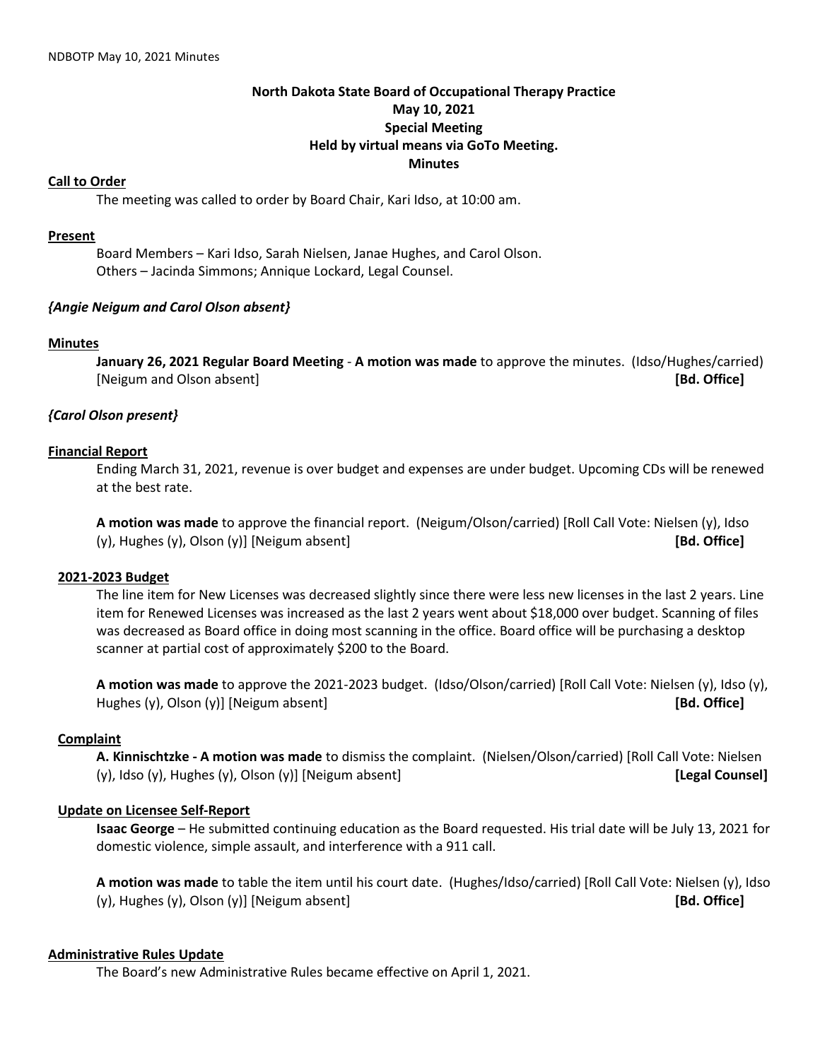**North Dakota State Board of Occupational Therapy Practice**
**May 10, 2021**
**Special Meeting**
**Held by virtual means via GoTo Meeting.**
**Minutes**

**Call to Order**

The meeting was called to order by Board Chair, Kari Idso, at 10:00 am.

**Present**

Board Members – Kari Idso, Sarah Nielsen, Janae Hughes, and Carol Olson.
Others – Jacinda Simmons; Annique Lockard, Legal Counsel.

***{Angie Neigum and Carol Olson absent}***

**Minutes**

**January 26, 2021 Regular Board Meeting** - **A motion was made** to approve the minutes. (Idso/Hughes/carried) [Neigum and Olson absent] **[Bd. Office]**

***{Carol Olson present}***

**Financial Report**

Ending March 31, 2021, revenue is over budget and expenses are under budget. Upcoming CDs will be renewed at the best rate.

**A motion was made** to approve the financial report. (Neigum/Olson/carried) [Roll Call Vote: Nielsen (y), Idso (y), Hughes (y), Olson (y)] [Neigum absent] **[Bd. Office]**

**2021-2023 Budget**

The line item for New Licenses was decreased slightly since there were less new licenses in the last 2 years. Line item for Renewed Licenses was increased as the last 2 years went about $18,000 over budget. Scanning of files was decreased as Board office in doing most scanning in the office. Board office will be purchasing a desktop scanner at partial cost of approximately $200 to the Board.

**A motion was made** to approve the 2021-2023 budget. (Idso/Olson/carried) [Roll Call Vote: Nielsen (y), Idso (y), Hughes (y), Olson (y)] [Neigum absent] **[Bd. Office]**

**Complaint**

**A. Kinnischtzke - A motion was made** to dismiss the complaint. (Nielsen/Olson/carried) [Roll Call Vote: Nielsen (y), Idso (y), Hughes (y), Olson (y)] [Neigum absent] **[Legal Counsel]**

**Update on Licensee Self-Report**

**Isaac George** – He submitted continuing education as the Board requested. His trial date will be July 13, 2021 for domestic violence, simple assault, and interference with a 911 call.

**A motion was made** to table the item until his court date. (Hughes/Idso/carried) [Roll Call Vote: Nielsen (y), Idso (y), Hughes (y), Olson (y)] [Neigum absent] **[Bd. Office]**

**Administrative Rules Update**

The Board's new Administrative Rules became effective on April 1, 2021.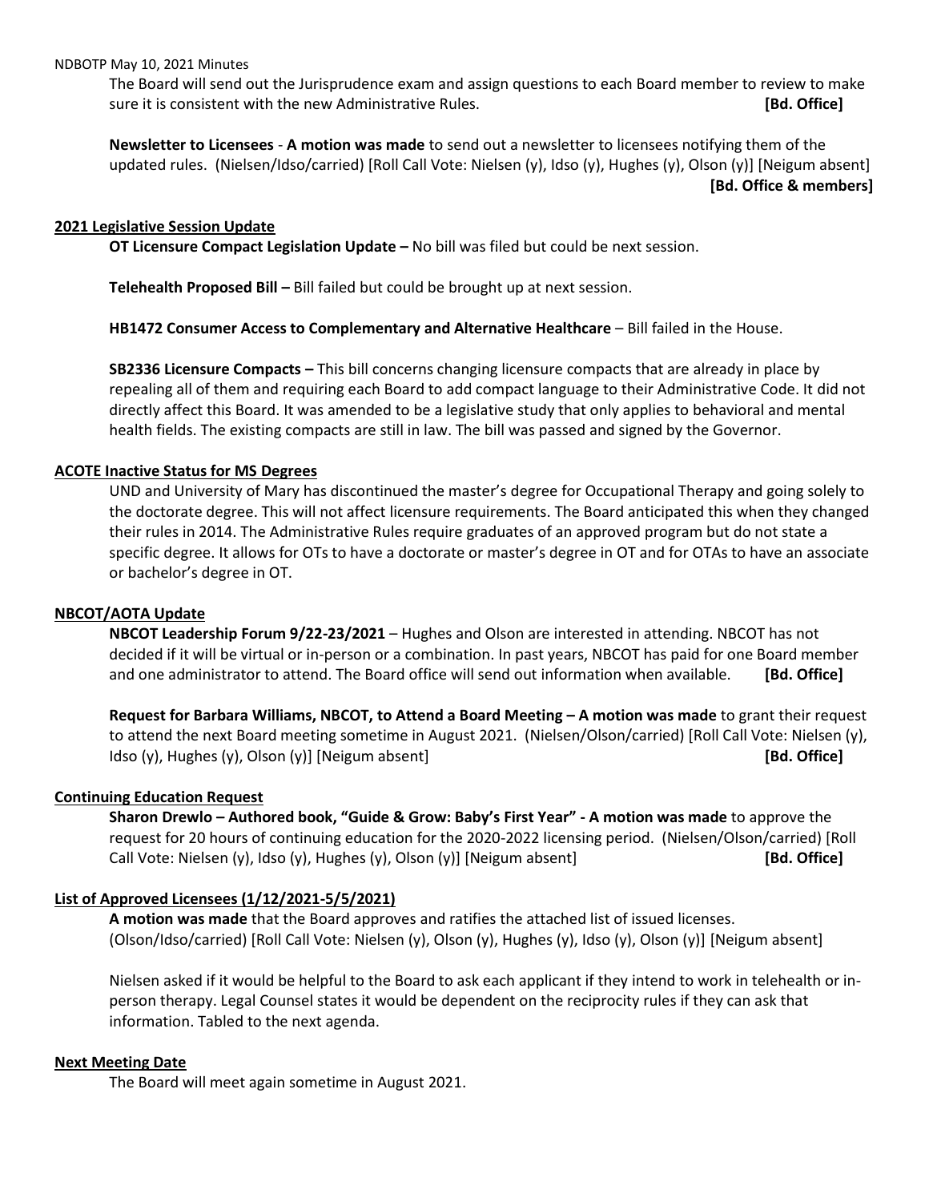The Board will send out the Jurisprudence exam and assign questions to each Board member to review to make sure it is consistent with the new Administrative Rules. **[Bd. Office]**

**Newsletter to Licensees** - **A motion was made** to send out a newsletter to licensees notifying them of the updated rules. (Nielsen/Idso/carried) [Roll Call Vote: Nielsen (y), Idso (y), Hughes (y), Olson (y)] [Neigum absent] **[Bd. Office & members]**

## 2021 Legislative Session Update

**OT Licensure Compact Legislation Update –** No bill was filed but could be next session.

**Telehealth Proposed Bill –** Bill failed but could be brought up at next session.

**HB1472 Consumer Access to Complementary and Alternative Healthcare** – Bill failed in the House.

**SB2336 Licensure Compacts –** This bill concerns changing licensure compacts that are already in place by repealing all of them and requiring each Board to add compact language to their Administrative Code. It did not directly affect this Board. It was amended to be a legislative study that only applies to behavioral and mental health fields. The existing compacts are still in law. The bill was passed and signed by the Governor.

## ACOTE Inactive Status for MS Degrees

UND and University of Mary has discontinued the master's degree for Occupational Therapy and going solely to the doctorate degree. This will not affect licensure requirements. The Board anticipated this when they changed their rules in 2014. The Administrative Rules require graduates of an approved program but do not state a specific degree. It allows for OTs to have a doctorate or master's degree in OT and for OTAs to have an associate or bachelor's degree in OT.

## NBCOT/AOTA Update

**NBCOT Leadership Forum 9/22-23/2021** – Hughes and Olson are interested in attending. NBCOT has not decided if it will be virtual or in-person or a combination. In past years, NBCOT has paid for one Board member and one administrator to attend. The Board office will send out information when available. **[Bd. Office]**

**Request for Barbara Williams, NBCOT, to Attend a Board Meeting – A motion was made** to grant their request to attend the next Board meeting sometime in August 2021. (Nielsen/Olson/carried) [Roll Call Vote: Nielsen (y), Idso (y), Hughes (y), Olson (y)] [Neigum absent] **[Bd. Office]**

## Continuing Education Request

**Sharon Drewlo – Authored book, "Guide & Grow: Baby's First Year" - A motion was made** to approve the request for 20 hours of continuing education for the 2020-2022 licensing period. (Nielsen/Olson/carried) [Roll Call Vote: Nielsen (y), Idso (y), Hughes (y), Olson (y)] [Neigum absent] **[Bd. Office]**

## List of Approved Licensees (1/12/2021-5/5/2021)

**A motion was made** that the Board approves and ratifies the attached list of issued licenses. (Olson/Idso/carried) [Roll Call Vote: Nielsen (y), Olson (y), Hughes (y), Idso (y), Olson (y)] [Neigum absent]

Nielsen asked if it would be helpful to the Board to ask each applicant if they intend to work in telehealth or in-person therapy. Legal Counsel states it would be dependent on the reciprocity rules if they can ask that information. Tabled to the next agenda.

## Next Meeting Date

The Board will meet again sometime in August 2021.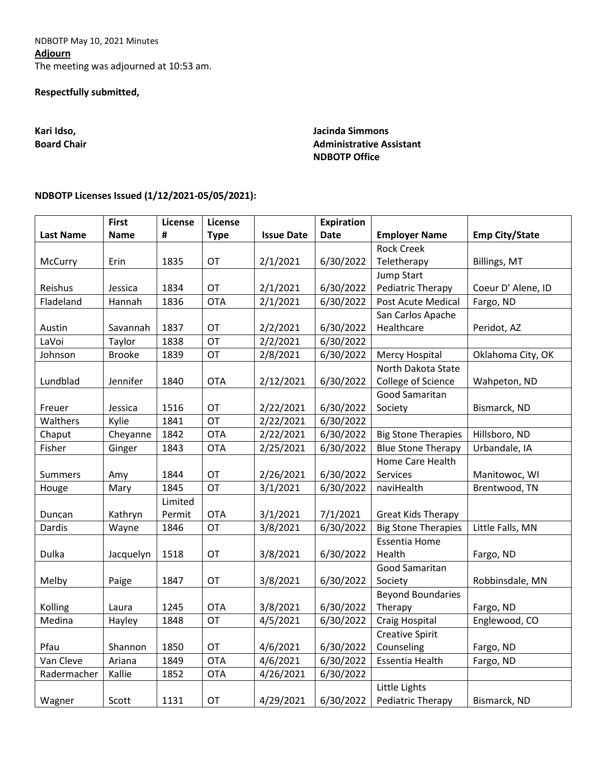**Adjourn**

The meeting was adjourned at 10:53 am.

**Respectfully submitted,**

**Kari Idso,**
**Board Chair**

**Jacinda Simmons**
**Administrative Assistant**
**NDBOTP Office**

**NDBOTP Licenses Issued (1/12/2021-05/05/2021):**

| Last Name | First Name | License # | License Type | Issue Date | Expiration Date | Employer Name | Emp City/State |
|---|---|---|---|---|---|---|---|
| McCurry | Erin | 1835 | OT | 2/1/2021 | 6/30/2022 | Rock Creek Teletherapy | Billings, MT |
| Reishus | Jessica | 1834 | OT | 2/1/2021 | 6/30/2022 | Jump Start Pediatric Therapy | Coeur D' Alene, ID |
| Fladeland | Hannah | 1836 | OTA | 2/1/2021 | 6/30/2022 | Post Acute Medical | Fargo, ND |
| Austin | Savannah | 1837 | OT | 2/2/2021 | 6/30/2022 | San Carlos Apache Healthcare | Peridot, AZ |
| LaVoi | Taylor | 1838 | OT | 2/2/2021 | 6/30/2022 | | |
| Johnson | Brooke | 1839 | OT | 2/8/2021 | 6/30/2022 | Mercy Hospital | Oklahoma City, OK |
| Lundblad | Jennifer | 1840 | OTA | 2/12/2021 | 6/30/2022 | North Dakota State College of Science | Wahpeton, ND |
| Freuer | Jessica | 1516 | OT | 2/22/2021 | 6/30/2022 | Good Samaritan Society | Bismarck, ND |
| Walthers | Kylie | 1841 | OT | 2/22/2021 | 6/30/2022 | | |
| Chaput | Cheyanne | 1842 | OTA | 2/22/2021 | 6/30/2022 | Big Stone Therapies | Hillsboro, ND |
| Fisher | Ginger | 1843 | OTA | 2/25/2021 | 6/30/2022 | Blue Stone Therapy | Urbandale, IA |
| Summers | Amy | 1844 | OT | 2/26/2021 | 6/30/2022 | Home Care Health Services | Manitowoc, WI |
| Houge | Mary | 1845 | OT | 3/1/2021 | 6/30/2022 | naviHealth | Brentwood, TN |
| Duncan | Kathryn | Limited Permit | OTA | 3/1/2021 | 7/1/2021 | Great Kids Therapy | |
| Dardis | Wayne | 1846 | OT | 3/8/2021 | 6/30/2022 | Big Stone Therapies | Little Falls, MN |
| Dulka | Jacquelyn | 1518 | OT | 3/8/2021 | 6/30/2022 | Essentia Home Health | Fargo, ND |
| Melby | Paige | 1847 | OT | 3/8/2021 | 6/30/2022 | Good Samaritan Society | Robbinsdale, MN |
| Kolling | Laura | 1245 | OTA | 3/8/2021 | 6/30/2022 | Beyond Boundaries Therapy | Fargo, ND |
| Medina | Hayley | 1848 | OT | 4/5/2021 | 6/30/2022 | Craig Hospital | Englewood, CO |
| Pfau | Shannon | 1850 | OT | 4/6/2021 | 6/30/2022 | Creative Spirit Counseling | Fargo, ND |
| Van Cleve | Ariana | 1849 | OTA | 4/6/2021 | 6/30/2022 | Essentia Health | Fargo, ND |
| Radermacher | Kallie | 1852 | OTA | 4/26/2021 | 6/30/2022 | | |
| Wagner | Scott | 1131 | OT | 4/29/2021 | 6/30/2022 | Little Lights Pediatric Therapy | Bismarck, ND |